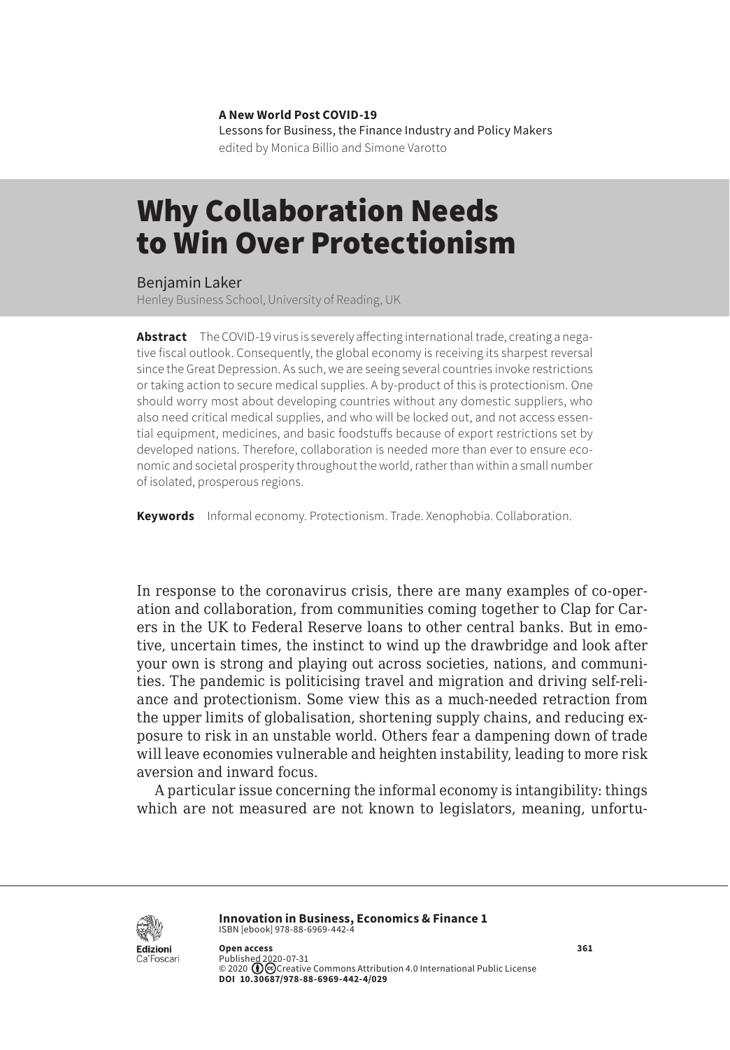**A New World Post COVID-19**
Lessons for Business, the Finance Industry and Policy Makers
edited by Monica Billio and Simone Varotto

# Why Collaboration Needs to Win Over Protectionism

Benjamin Laker
Henley Business School, University of Reading, UK

**Abstract** The COVID-19 virus is severely affecting international trade, creating a negative fiscal outlook. Consequently, the global economy is receiving its sharpest reversal since the Great Depression. As such, we are seeing several countries invoke restrictions or taking action to secure medical supplies. A by-product of this is protectionism. One should worry most about developing countries without any domestic suppliers, who also need critical medical supplies, and who will be locked out, and not access essential equipment, medicines, and basic foodstuffs because of export restrictions set by developed nations. Therefore, collaboration is needed more than ever to ensure economic and societal prosperity throughout the world, rather than within a small number of isolated, prosperous regions.

**Keywords** Informal economy. Protectionism. Trade. Xenophobia. Collaboration.

In response to the coronavirus crisis, there are many examples of co-operation and collaboration, from communities coming together to Clap for Carers in the UK to Federal Reserve loans to other central banks. But in emotive, uncertain times, the instinct to wind up the drawbridge and look after your own is strong and playing out across societies, nations, and communities. The pandemic is politicising travel and migration and driving self-reliance and protectionism. Some view this as a much-needed retraction from the upper limits of globalisation, shortening supply chains, and reducing exposure to risk in an unstable world. Others fear a dampening down of trade will leave economies vulnerable and heighten instability, leading to more risk aversion and inward focus.

A particular issue concerning the informal economy is intangibility: things which are not measured are not known to legislators, meaning, unfortu-

**Innovation in Business, Economics & Finance 1**
ISBN [ebook] 978-88-6969-442-4

**Open access**
Published 2020-07-31
© 2020 Creative Commons Attribution 4.0 International Public License
**DOI 10.30687/978-88-6969-442-4/029**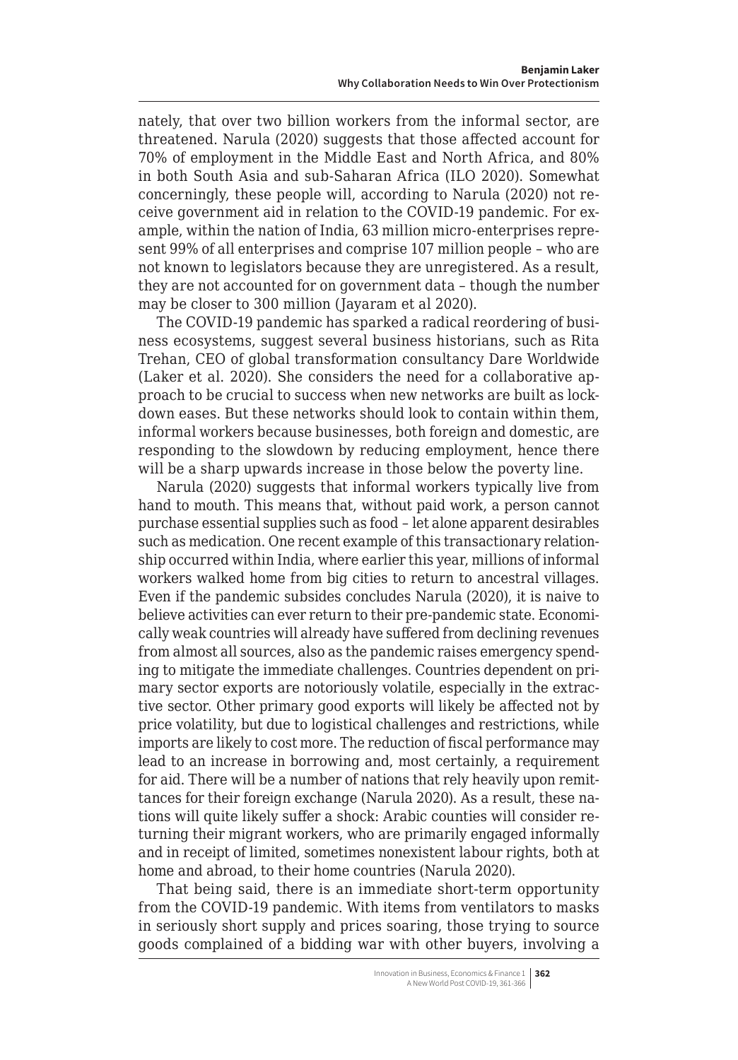nately, that over two billion workers from the informal sector, are threatened. Narula (2020) suggests that those affected account for 70% of employment in the Middle East and North Africa, and 80% in both South Asia and sub-Saharan Africa (ILO 2020). Somewhat concerningly, these people will, according to Narula (2020) not receive government aid in relation to the COVID-19 pandemic. For example, within the nation of India, 63 million micro-enterprises represent 99% of all enterprises and comprise 107 million people – who are not known to legislators because they are unregistered. As a result, they are not accounted for on government data – though the number may be closer to 300 million (Jayaram et al 2020).

The COVID-19 pandemic has sparked a radical reordering of business ecosystems, suggest several business historians, such as Rita Trehan, CEO of global transformation consultancy Dare Worldwide (Laker et al. 2020). She considers the need for a collaborative approach to be crucial to success when new networks are built as lockdown eases. But these networks should look to contain within them, informal workers because businesses, both foreign and domestic, are responding to the slowdown by reducing employment, hence there will be a sharp upwards increase in those below the poverty line.

Narula (2020) suggests that informal workers typically live from hand to mouth. This means that, without paid work, a person cannot purchase essential supplies such as food – let alone apparent desirables such as medication. One recent example of this transactionary relationship occurred within India, where earlier this year, millions of informal workers walked home from big cities to return to ancestral villages. Even if the pandemic subsides concludes Narula (2020), it is naive to believe activities can ever return to their pre-pandemic state. Economically weak countries will already have suffered from declining revenues from almost all sources, also as the pandemic raises emergency spending to mitigate the immediate challenges. Countries dependent on primary sector exports are notoriously volatile, especially in the extractive sector. Other primary good exports will likely be affected not by price volatility, but due to logistical challenges and restrictions, while imports are likely to cost more. The reduction of fiscal performance may lead to an increase in borrowing and, most certainly, a requirement for aid. There will be a number of nations that rely heavily upon remittances for their foreign exchange (Narula 2020). As a result, these nations will quite likely suffer a shock: Arabic counties will consider returning their migrant workers, who are primarily engaged informally and in receipt of limited, sometimes nonexistent labour rights, both at home and abroad, to their home countries (Narula 2020).

That being said, there is an immediate short-term opportunity from the COVID-19 pandemic. With items from ventilators to masks in seriously short supply and prices soaring, those trying to source goods complained of a bidding war with other buyers, involving a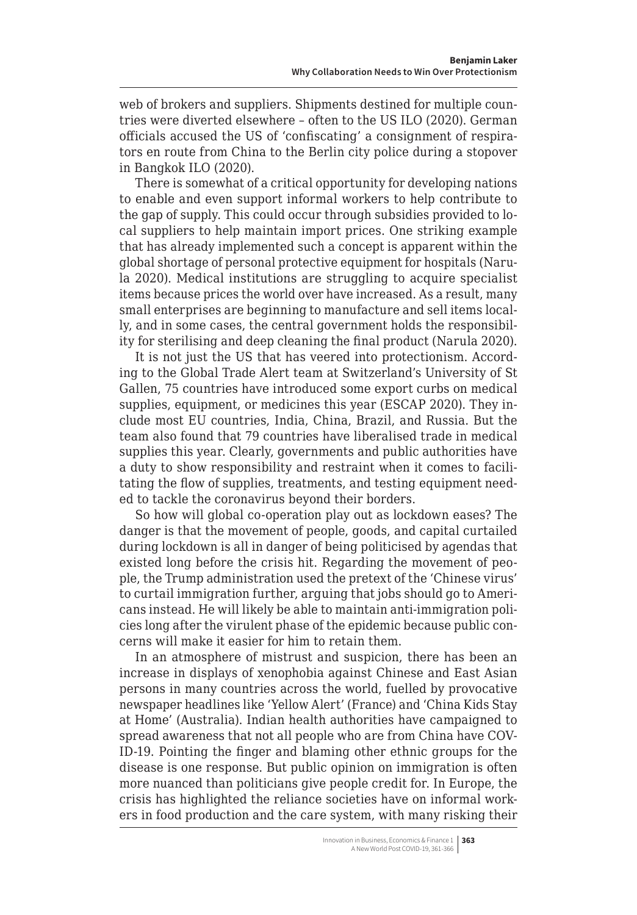web of brokers and suppliers. Shipments destined for multiple countries were diverted elsewhere – often to the US ILO (2020). German officials accused the US of 'confiscating' a consignment of respirators en route from China to the Berlin city police during a stopover in Bangkok ILO (2020).

There is somewhat of a critical opportunity for developing nations to enable and even support informal workers to help contribute to the gap of supply. This could occur through subsidies provided to local suppliers to help maintain import prices. One striking example that has already implemented such a concept is apparent within the global shortage of personal protective equipment for hospitals (Narula 2020). Medical institutions are struggling to acquire specialist items because prices the world over have increased. As a result, many small enterprises are beginning to manufacture and sell items locally, and in some cases, the central government holds the responsibility for sterilising and deep cleaning the final product (Narula 2020).

It is not just the US that has veered into protectionism. According to the Global Trade Alert team at Switzerland's University of St Gallen, 75 countries have introduced some export curbs on medical supplies, equipment, or medicines this year (ESCAP 2020). They include most EU countries, India, China, Brazil, and Russia. But the team also found that 79 countries have liberalised trade in medical supplies this year. Clearly, governments and public authorities have a duty to show responsibility and restraint when it comes to facilitating the flow of supplies, treatments, and testing equipment needed to tackle the coronavirus beyond their borders.

So how will global co-operation play out as lockdown eases? The danger is that the movement of people, goods, and capital curtailed during lockdown is all in danger of being politicised by agendas that existed long before the crisis hit. Regarding the movement of people, the Trump administration used the pretext of the 'Chinese virus' to curtail immigration further, arguing that jobs should go to Americans instead. He will likely be able to maintain anti-immigration policies long after the virulent phase of the epidemic because public concerns will make it easier for him to retain them.

In an atmosphere of mistrust and suspicion, there has been an increase in displays of xenophobia against Chinese and East Asian persons in many countries across the world, fuelled by provocative newspaper headlines like 'Yellow Alert' (France) and 'China Kids Stay at Home' (Australia). Indian health authorities have campaigned to spread awareness that not all people who are from China have COVID-19. Pointing the finger and blaming other ethnic groups for the disease is one response. But public opinion on immigration is often more nuanced than politicians give people credit for. In Europe, the crisis has highlighted the reliance societies have on informal workers in food production and the care system, with many risking their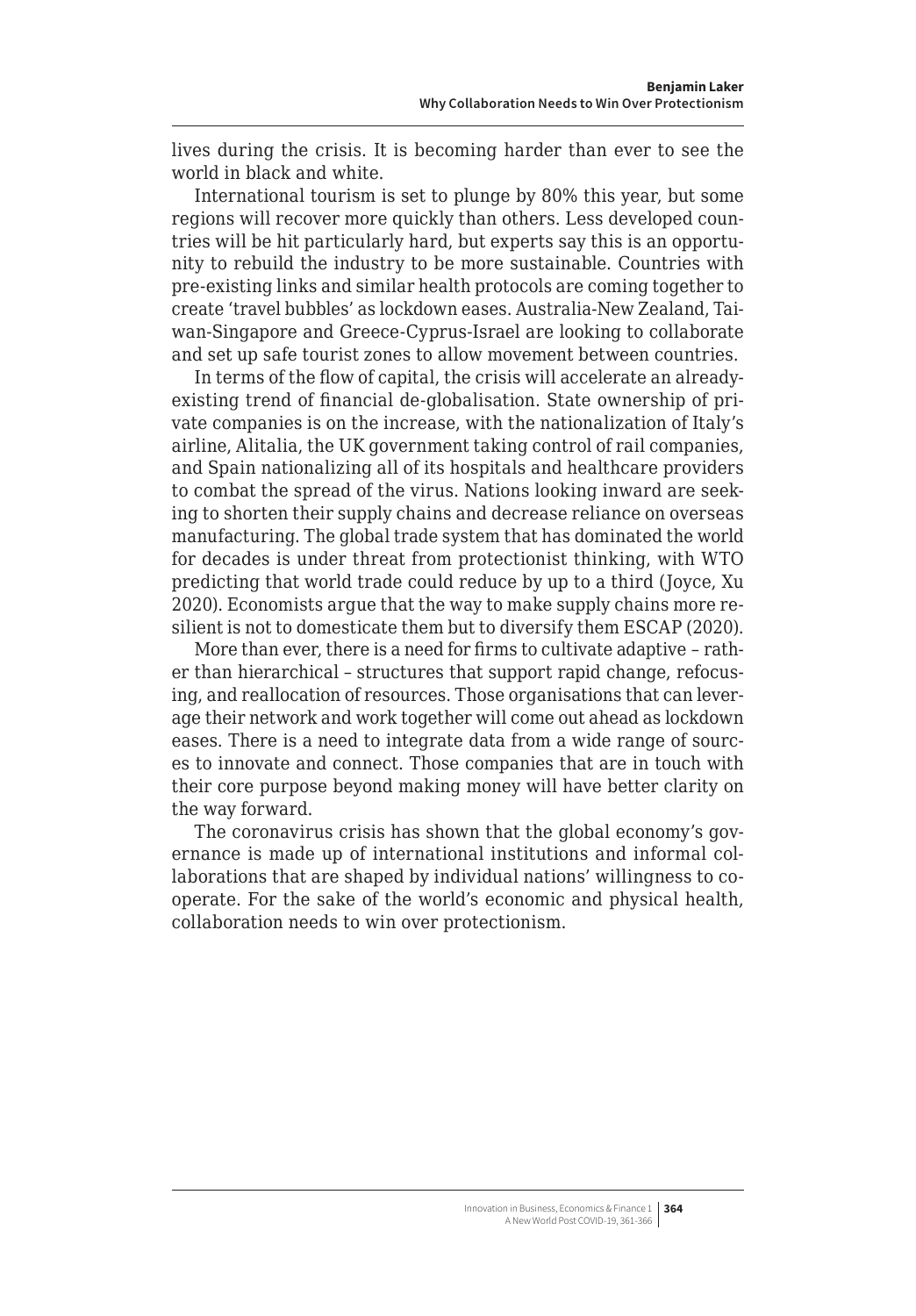lives during the crisis. It is becoming harder than ever to see the world in black and white.

International tourism is set to plunge by 80% this year, but some regions will recover more quickly than others. Less developed countries will be hit particularly hard, but experts say this is an opportunity to rebuild the industry to be more sustainable. Countries with pre-existing links and similar health protocols are coming together to create 'travel bubbles' as lockdown eases. Australia-New Zealand, Taiwan-Singapore and Greece-Cyprus-Israel are looking to collaborate and set up safe tourist zones to allow movement between countries.

In terms of the flow of capital, the crisis will accelerate an already-existing trend of financial de-globalisation. State ownership of private companies is on the increase, with the nationalization of Italy's airline, Alitalia, the UK government taking control of rail companies, and Spain nationalizing all of its hospitals and healthcare providers to combat the spread of the virus. Nations looking inward are seeking to shorten their supply chains and decrease reliance on overseas manufacturing. The global trade system that has dominated the world for decades is under threat from protectionist thinking, with WTO predicting that world trade could reduce by up to a third (Joyce, Xu 2020). Economists argue that the way to make supply chains more resilient is not to domesticate them but to diversify them ESCAP (2020).

More than ever, there is a need for firms to cultivate adaptive – rather than hierarchical – structures that support rapid change, refocusing, and reallocation of resources. Those organisations that can leverage their network and work together will come out ahead as lockdown eases. There is a need to integrate data from a wide range of sources to innovate and connect. Those companies that are in touch with their core purpose beyond making money will have better clarity on the way forward.

The coronavirus crisis has shown that the global economy's governance is made up of international institutions and informal collaborations that are shaped by individual nations' willingness to cooperate. For the sake of the world's economic and physical health, collaboration needs to win over protectionism.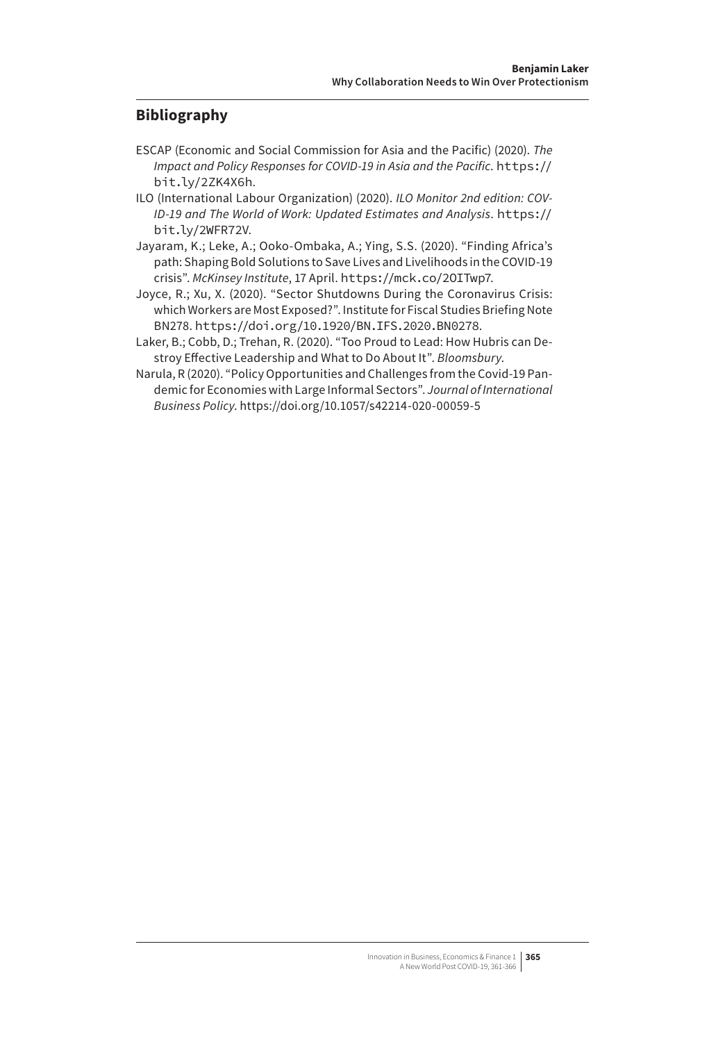## Bibliography

ESCAP (Economic and Social Commission for Asia and the Pacific) (2020). *The Impact and Policy Responses for COVID-19 in Asia and the Pacific*. https://bit.ly/2ZK4X6h.

ILO (International Labour Organization) (2020). *ILO Monitor 2nd edition: COVID-19 and The World of Work: Updated Estimates and Analysis*. https://bit.ly/2WFR72V.

Jayaram, K.; Leke, A.; Ooko-Ombaka, A.; Ying, S.S. (2020). "Finding Africa's path: Shaping Bold Solutions to Save Lives and Livelihoods in the COVID-19 crisis". *McKinsey Institute*, 17 April. https://mck.co/2OITwp7.

Joyce, R.; Xu, X. (2020). "Sector Shutdowns During the Coronavirus Crisis: which Workers are Most Exposed?". Institute for Fiscal Studies Briefing Note BN278. https://doi.org/10.1920/BN.IFS.2020.BN0278.

Laker, B.; Cobb, D.; Trehan, R. (2020). "Too Proud to Lead: How Hubris can Destroy Effective Leadership and What to Do About It". *Bloomsbury*.

Narula, R (2020). "Policy Opportunities and Challenges from the Covid-19 Pandemic for Economies with Large Informal Sectors". *Journal of International Business Policy*. https://doi.org/10.1057/s42214-020-00059-5